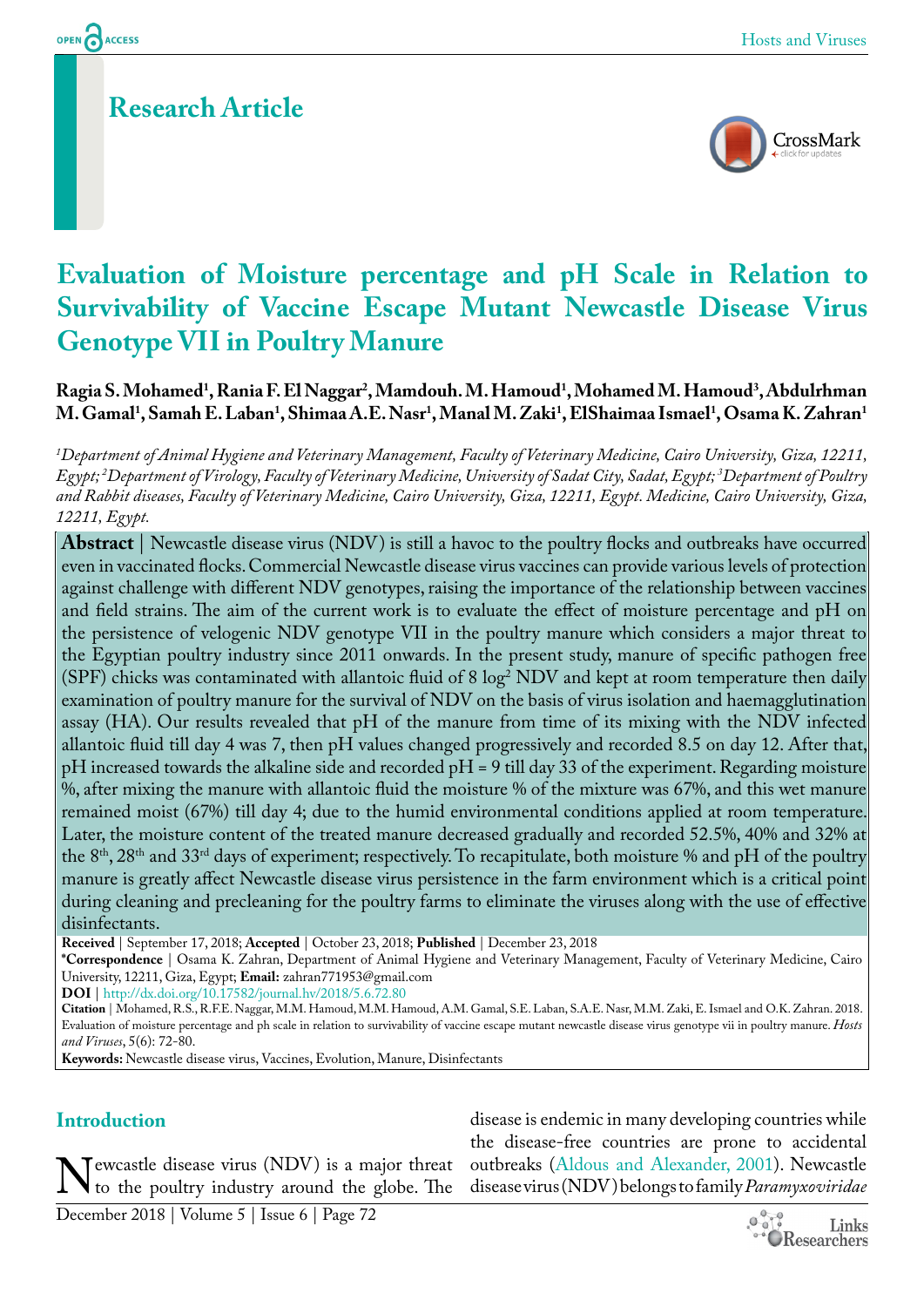Research Article

# Evaluation of Moisture percentage and pH Scale in Relation to Survivability of Vaccine Escape Mutant Newcastle Disease Virus Genotype VII in Poultry Manure

**Ragia S. Mohamed[1], Rania F. El Naggar[2], Mamdouh. M. Hamoud[1], Mohamed M. Hamoud[3], Abdulrhman M. Gamal[1], Samah E. Laban[1], Shimaa A.E. Nasr[1], Manal M. Zaki[1], ElShaimaa Ismael[1], Osama K. Zahran[1]**

*[1]Department of Animal Hygiene and Veterinary Management, Faculty of Veterinary Medicine, Cairo University, Giza, 12211, Egypt; [2]Department of Virology, Faculty of Veterinary Medicine, University of Sadat City, Sadat, Egypt; [3]Department of Poultry and Rabbit diseases, Faculty of Veterinary Medicine, Cairo University, Giza, 12211, Egypt. Medicine, Cairo University, Giza, 12211, Egypt.*

**Abstract** | Newcastle disease virus (NDV) is still a havoc to the poultry flocks and outbreaks have occurred even in vaccinated flocks. Commercial Newcastle disease virus vaccines can provide various levels of protection against challenge with different NDV genotypes, raising the importance of the relationship between vaccines and field strains. The aim of the current work is to evaluate the effect of moisture percentage and pH on the persistence of velogenic NDV genotype VII in the poultry manure which considers a major threat to the Egyptian poultry industry since 2011 onwards. In the present study, manure of specific pathogen free (SPF) chicks was contaminated with allantoic fluid of 8 $\log^2$ NDV and kept at room temperature then daily examination of poultry manure for the survival of NDV on the basis of virus isolation and haemagglutination assay (HA). Our results revealed that pH of the manure from time of its mixing with the NDV infected allantoic fluid till day 4 was 7, then pH values changed progressively and recorded 8.5 on day 12. After that, pH increased towards the alkaline side and recorded pH = 9 till day 33 of the experiment. Regarding moisture %, after mixing the manure with allantoic fluid the moisture % of the mixture was 67%, and this wet manure remained moist (67%) till day 4; due to the humid environmental conditions applied at room temperature. Later, the moisture content of the treated manure decreased gradually and recorded 52.5%, 40% and 32% at the 8th, 28th and 33rd days of experiment; respectively. To recapitulate, both moisture % and pH of the poultry manure is greatly affect Newcastle disease virus persistence in the farm environment which is a critical point during cleaning and precleaning for the poultry farms to eliminate the viruses along with the use of effective disinfectants.

**Received** | September 17, 2018; **Accepted** | October 23, 2018; **Published** | December 23, 2018

***Correspondence** | Osama K. Zahran, Department of Animal Hygiene and Veterinary Management, Faculty of Veterinary Medicine, Cairo University, 12211, Giza, Egypt; **Email:** zahran771953@gmail.com

**DOI** | http://dx.doi.org/10.17582/journal.hv/2018/5.6.72.80

**Citation** | Mohamed, R.S., R.F.E. Naggar, M.M. Hamoud, M.M. Hamoud, A.M. Gamal, S.E. Laban, S.A.E. Nasr, M.M. Zaki, E. Ismael and O.K. Zahran. 2018. Evaluation of moisture percentage and ph scale in relation to survivability of vaccine escape mutant newcastle disease virus genotype vii in poultry manure. *Hosts and Viruses*, 5(6): 72-80.

**Keywords:** Newcastle disease virus, Vaccines, Evolution, Manure, Disinfectants

## Introduction

Newcastle disease virus (NDV) is a major threat to the poultry industry around the globe. The disease is endemic in many developing countries while the disease-free countries are prone to accidental outbreaks (Aldous and Alexander, 2001). Newcastle disease virus (NDV) belongs to family *Paramyxoviridae*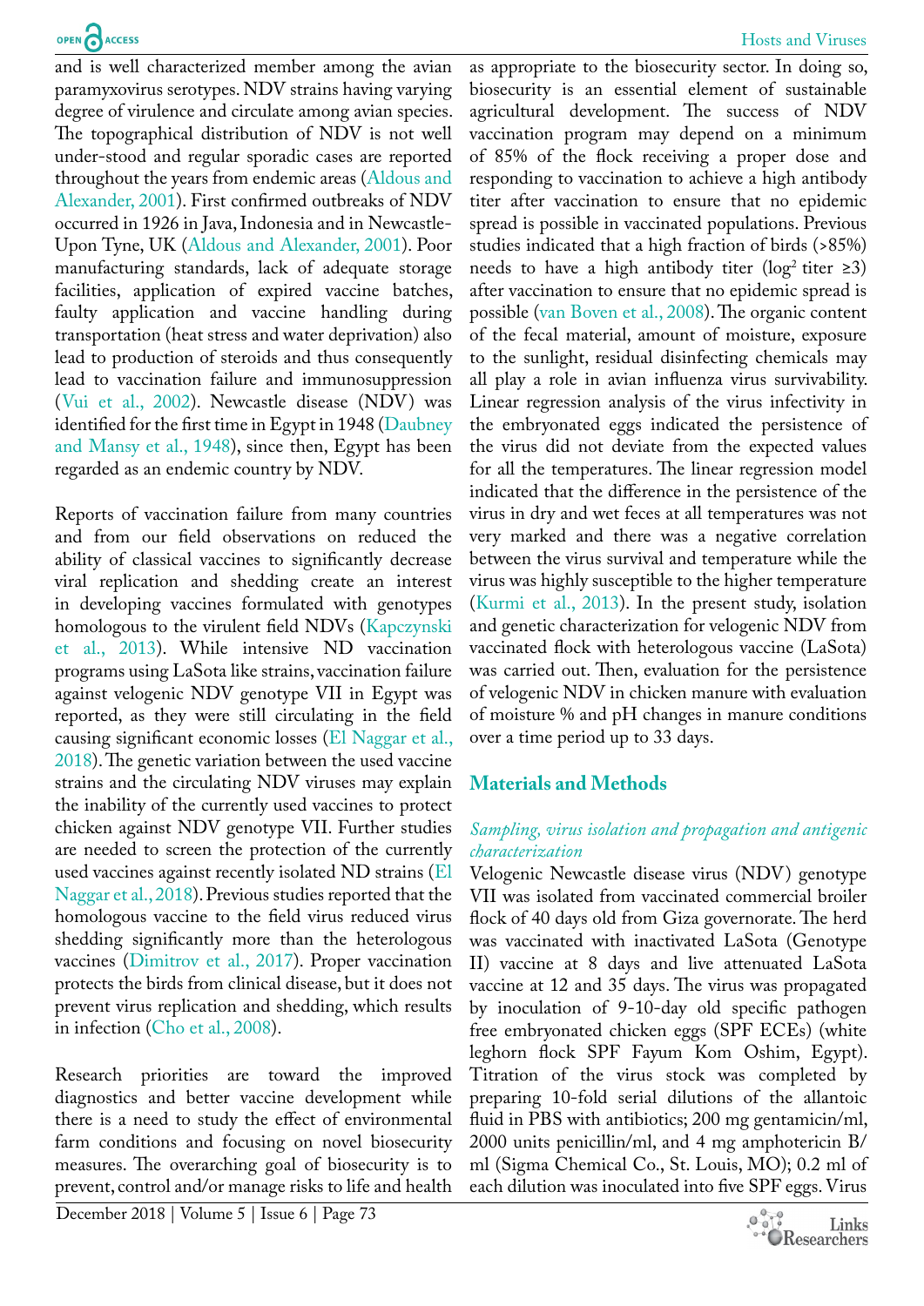and is well characterized member among the avian paramyxovirus serotypes. NDV strains having varying degree of virulence and circulate among avian species. The topographical distribution of NDV is not well under-stood and regular sporadic cases are reported throughout the years from endemic areas (Aldous and Alexander, 2001). First confirmed outbreaks of NDV occurred in 1926 in Java, Indonesia and in Newcastle-Upon Tyne, UK (Aldous and Alexander, 2001). Poor manufacturing standards, lack of adequate storage facilities, application of expired vaccine batches, faulty application and vaccine handling during transportation (heat stress and water deprivation) also lead to production of steroids and thus consequently lead to vaccination failure and immunosuppression (Vui et al., 2002). Newcastle disease (NDV) was identified for the first time in Egypt in 1948 (Daubney and Mansy et al., 1948), since then, Egypt has been regarded as an endemic country by NDV.

Reports of vaccination failure from many countries and from our field observations on reduced the ability of classical vaccines to significantly decrease viral replication and shedding create an interest in developing vaccines formulated with genotypes homologous to the virulent field NDVs (Kapczynski et al., 2013). While intensive ND vaccination programs using LaSota like strains, vaccination failure against velogenic NDV genotype VII in Egypt was reported, as they were still circulating in the field causing significant economic losses (El Naggar et al., 2018). The genetic variation between the used vaccine strains and the circulating NDV viruses may explain the inability of the currently used vaccines to protect chicken against NDV genotype VII. Further studies are needed to screen the protection of the currently used vaccines against recently isolated ND strains (El Naggar et al., 2018). Previous studies reported that the homologous vaccine to the field virus reduced virus shedding significantly more than the heterologous vaccines (Dimitrov et al., 2017). Proper vaccination protects the birds from clinical disease, but it does not prevent virus replication and shedding, which results in infection (Cho et al., 2008).

Research priorities are toward the improved diagnostics and better vaccine development while there is a need to study the effect of environmental farm conditions and focusing on novel biosecurity measures. The overarching goal of biosecurity is to prevent, control and/or manage risks to life and health as appropriate to the biosecurity sector. In doing so, biosecurity is an essential element of sustainable agricultural development. The success of NDV vaccination program may depend on a minimum of 85% of the flock receiving a proper dose and responding to vaccination to achieve a high antibody titer after vaccination to ensure that no epidemic spread is possible in vaccinated populations. Previous studies indicated that a high fraction of birds (>85%) needs to have a high antibody titer ($\log^2$ titer ≥3) after vaccination to ensure that no epidemic spread is possible (van Boven et al., 2008). The organic content of the fecal material, amount of moisture, exposure to the sunlight, residual disinfecting chemicals may all play a role in avian influenza virus survivability. Linear regression analysis of the virus infectivity in the embryonated eggs indicated the persistence of the virus did not deviate from the expected values for all the temperatures. The linear regression model indicated that the difference in the persistence of the virus in dry and wet feces at all temperatures was not very marked and there was a negative correlation between the virus survival and temperature while the virus was highly susceptible to the higher temperature (Kurmi et al., 2013). In the present study, isolation and genetic characterization for velogenic NDV from vaccinated flock with heterologous vaccine (LaSota) was carried out. Then, evaluation for the persistence of velogenic NDV in chicken manure with evaluation of moisture % and pH changes in manure conditions over a time period up to 33 days.

## Materials and Methods

### *Sampling, virus isolation and propagation and antigenic characterization*

Velogenic Newcastle disease virus (NDV) genotype VII was isolated from vaccinated commercial broiler flock of 40 days old from Giza governorate. The herd was vaccinated with inactivated LaSota (Genotype II) vaccine at 8 days and live attenuated LaSota vaccine at 12 and 35 days. The virus was propagated by inoculation of 9-10-day old specific pathogen free embryonated chicken eggs (SPF ECEs) (white leghorn flock SPF Fayum Kom Oshim, Egypt). Titration of the virus stock was completed by preparing 10-fold serial dilutions of the allantoic fluid in PBS with antibiotics; 200 mg gentamicin/ml, 2000 units penicillin/ml, and 4 mg amphotericin B/ml (Sigma Chemical Co., St. Louis, MO); 0.2 ml of each dilution was inoculated into five SPF eggs. Virus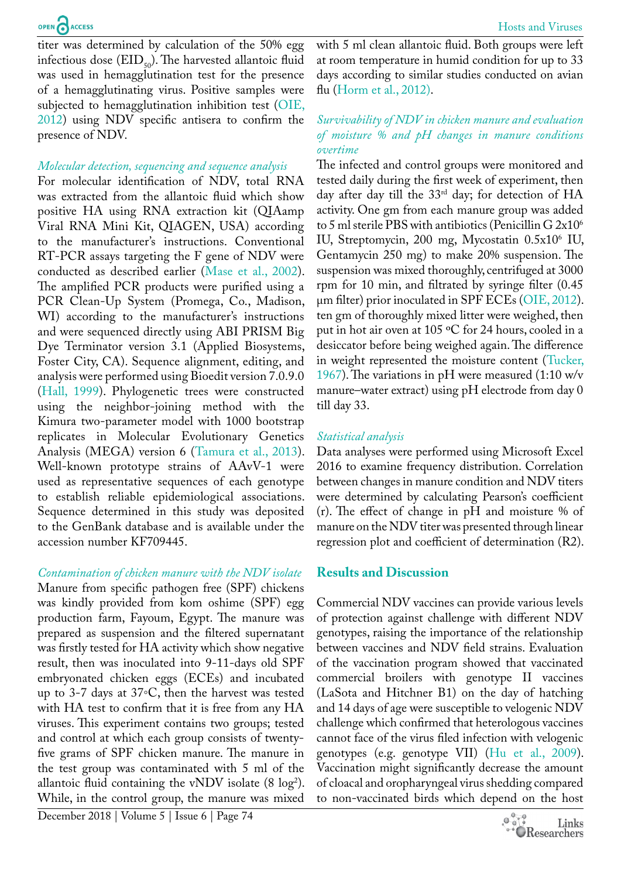titer was determined by calculation of the 50% egg infectious dose ($EID_{50}$). The harvested allantoic fluid was used in hemagglutination test for the presence of a hemagglutinating virus. Positive samples were subjected to hemagglutination inhibition test (OIE, 2012) using NDV specific antisera to confirm the presence of NDV.

*Molecular detection, sequencing and sequence analysis*

For molecular identification of NDV, total RNA was extracted from the allantoic fluid which show positive HA using RNA extraction kit (QIAamp Viral RNA Mini Kit, QIAGEN, USA) according to the manufacturer's instructions. Conventional RT-PCR assays targeting the F gene of NDV were conducted as described earlier (Mase et al., 2002). The amplified PCR products were purified using a PCR Clean-Up System (Promega, Co., Madison, WI) according to the manufacturer's instructions and were sequenced directly using ABI PRISM Big Dye Terminator version 3.1 (Applied Biosystems, Foster City, CA). Sequence alignment, editing, and analysis were performed using Bioedit version 7.0.9.0 (Hall, 1999). Phylogenetic trees were constructed using the neighbor-joining method with the Kimura two-parameter model with 1000 bootstrap replicates in Molecular Evolutionary Genetics Analysis (MEGA) version 6 (Tamura et al., 2013). Well-known prototype strains of AAvV-1 were used as representative sequences of each genotype to establish reliable epidemiological associations. Sequence determined in this study was deposited to the GenBank database and is available under the accession number KF709445.

*Contamination of chicken manure with the NDV isolate*

Manure from specific pathogen free (SPF) chickens was kindly provided from kom oshime (SPF) egg production farm, Fayoum, Egypt. The manure was prepared as suspension and the filtered supernatant was firstly tested for HA activity which show negative result, then was inoculated into 9-11-days old SPF embryonated chicken eggs (ECEs) and incubated up to 3-7 days at 37°C, then the harvest was tested with HA test to confirm that it is free from any HA viruses. This experiment contains two groups; tested and control at which each group consists of twenty-five grams of SPF chicken manure. The manure in the test group was contaminated with 5 ml of the allantoic fluid containing the vNDV isolate (8 $\log^2$). While, in the control group, the manure was mixed with 5 ml clean allantoic fluid. Both groups were left at room temperature in humid condition for up to 33 days according to similar studies conducted on avian flu (Horm et al., 2012).

*Survivability of NDV in chicken manure and evaluation of moisture % and pH changes in manure conditions overtime*

The infected and control groups were monitored and tested daily during the first week of experiment, then day after day till the 33rd day; for detection of HA activity. One gm from each manure group was added to 5 ml sterile PBS with antibiotics (Penicillin G $2x10^6$ IU, Streptomycin, 200 mg, Mycostatin $0.5x10^6$ IU, Gentamycin 250 mg) to make 20% suspension. The suspension was mixed thoroughly, centrifuged at 3000 rpm for 10 min, and filtrated by syringe filter (0.45 µm filter) prior inoculated in SPF ECEs (OIE, 2012). ten gm of thoroughly mixed litter were weighed, then put in hot air oven at 105 ºC for 24 hours, cooled in a desiccator before being weighed again. The difference in weight represented the moisture content (Tucker, 1967). The variations in pH were measured (1:10 w/v manure–water extract) using pH electrode from day 0 till day 33.

*Statistical analysis*

Data analyses were performed using Microsoft Excel 2016 to examine frequency distribution. Correlation between changes in manure condition and NDV titers were determined by calculating Pearson's coefficient (r). The effect of change in pH and moisture % of manure on the NDV titer was presented through linear regression plot and coefficient of determination (R2).

## Results and Discussion

Commercial NDV vaccines can provide various levels of protection against challenge with different NDV genotypes, raising the importance of the relationship between vaccines and NDV field strains. Evaluation of the vaccination program showed that vaccinated commercial broilers with genotype II vaccines (LaSota and Hitchner B1) on the day of hatching and 14 days of age were susceptible to velogenic NDV challenge which confirmed that heterologous vaccines cannot face of the virus filed infection with velogenic genotypes (e.g. genotype VII) (Hu et al., 2009). Vaccination might significantly decrease the amount of cloacal and oropharyngeal virus shedding compared to non-vaccinated birds which depend on the host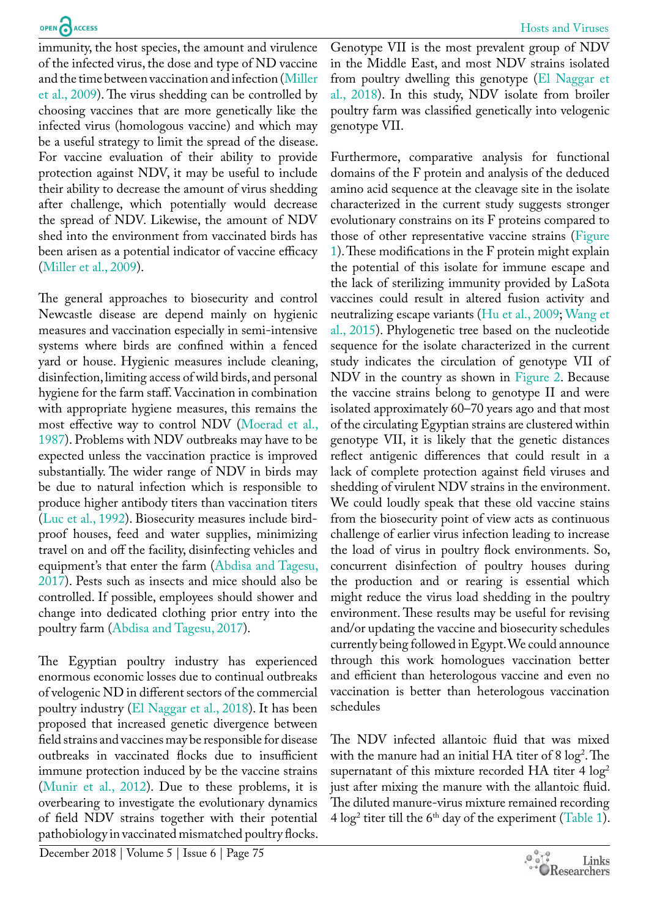immunity, the host species, the amount and virulence of the infected virus, the dose and type of ND vaccine and the time between vaccination and infection (Miller et al., 2009). The virus shedding can be controlled by choosing vaccines that are more genetically like the infected virus (homologous vaccine) and which may be a useful strategy to limit the spread of the disease. For vaccine evaluation of their ability to provide protection against NDV, it may be useful to include their ability to decrease the amount of virus shedding after challenge, which potentially would decrease the spread of NDV. Likewise, the amount of NDV shed into the environment from vaccinated birds has been arisen as a potential indicator of vaccine efficacy (Miller et al., 2009).

The general approaches to biosecurity and control Newcastle disease are depend mainly on hygienic measures and vaccination especially in semi-intensive systems where birds are confined within a fenced yard or house. Hygienic measures include cleaning, disinfection, limiting access of wild birds, and personal hygiene for the farm staff. Vaccination in combination with appropriate hygiene measures, this remains the most effective way to control NDV (Moerad et al., 1987). Problems with NDV outbreaks may have to be expected unless the vaccination practice is improved substantially. The wider range of NDV in birds may be due to natural infection which is responsible to produce higher antibody titers than vaccination titers (Luc et al., 1992). Biosecurity measures include bird-proof houses, feed and water supplies, minimizing travel on and off the facility, disinfecting vehicles and equipment's that enter the farm (Abdisa and Tagesu, 2017). Pests such as insects and mice should also be controlled. If possible, employees should shower and change into dedicated clothing prior entry into the poultry farm (Abdisa and Tagesu, 2017).

The Egyptian poultry industry has experienced enormous economic losses due to continual outbreaks of velogenic ND in different sectors of the commercial poultry industry (El Naggar et al., 2018). It has been proposed that increased genetic divergence between field strains and vaccines may be responsible for disease outbreaks in vaccinated flocks due to insufficient immune protection induced by be the vaccine strains (Munir et al., 2012). Due to these problems, it is overbearing to investigate the evolutionary dynamics of field NDV strains together with their potential pathobiology in vaccinated mismatched poultry flocks.

Genotype VII is the most prevalent group of NDV in the Middle East, and most NDV strains isolated from poultry dwelling this genotype (El Naggar et al., 2018). In this study, NDV isolate from broiler poultry farm was classified genetically into velogenic genotype VII.

Furthermore, comparative analysis for functional domains of the F protein and analysis of the deduced amino acid sequence at the cleavage site in the isolate characterized in the current study suggests stronger evolutionary constrains on its F proteins compared to those of other representative vaccine strains (Figure 1). These modifications in the F protein might explain the potential of this isolate for immune escape and the lack of sterilizing immunity provided by LaSota vaccines could result in altered fusion activity and neutralizing escape variants (Hu et al., 2009; Wang et al., 2015). Phylogenetic tree based on the nucleotide sequence for the isolate characterized in the current study indicates the circulation of genotype VII of NDV in the country as shown in Figure 2. Because the vaccine strains belong to genotype II and were isolated approximately 60–70 years ago and that most of the circulating Egyptian strains are clustered within genotype VII, it is likely that the genetic distances reflect antigenic differences that could result in a lack of complete protection against field viruses and shedding of virulent NDV strains in the environment. We could loudly speak that these old vaccine stains from the biosecurity point of view acts as continuous challenge of earlier virus infection leading to increase the load of virus in poultry flock environments. So, concurrent disinfection of poultry houses during the production and or rearing is essential which might reduce the virus load shedding in the poultry environment. These results may be useful for revising and/or updating the vaccine and biosecurity schedules currently being followed in Egypt. We could announce through this work homologues vaccination better and efficient than heterologous vaccine and even no vaccination is better than heterologous vaccination schedules

The NDV infected allantoic fluid that was mixed with the manure had an initial HA titer of 8 $\log^2$. The supernatant of this mixture recorded HA titer 4 $\log^2$ just after mixing the manure with the allantoic fluid. The diluted manure-virus mixture remained recording 4 $\log^2$ titer till the 6$^{th}$ day of the experiment (Table 1).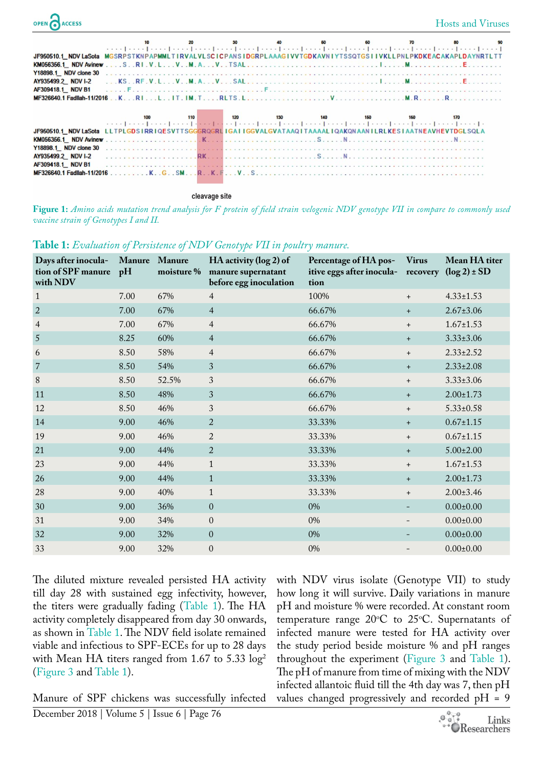**Figure 1:** *Amino acids mutation trend analysis for F protein of field strain velogenic NDV genotype VII in compare to commonly used vaccine strain of Genotypes I and II.*

**Table 1:** *Evaluation of Persistence of NDV Genotype VII in poultry manure.*

| Days after inoculation of SPF manure with NDV | Manure pH | Manure moisture % | HA activity (log 2) of manure supernatant before egg inoculation | Percentage of HA positive eggs after inoculation | Virus recovery | Mean HA titer (log 2) ± SD |
|---|---|---|---|---|---|---|
| 1 | 7.00 | 67% | 4 | 100% | + | 4.33±1.53 |
| 2 | 7.00 | 67% | 4 | 66.67% | + | 2.67±3.06 |
| 4 | 7.00 | 67% | 4 | 66.67% | + | 1.67±1.53 |
| 5 | 8.25 | 60% | 4 | 66.67% | + | 3.33±3.06 |
| 6 | 8.50 | 58% | 4 | 66.67% | + | 2.33±2.52 |
| 7 | 8.50 | 54% | 3 | 66.67% | + | 2.33±2.08 |
| 8 | 8.50 | 52.5% | 3 | 66.67% | + | 3.33±3.06 |
| 11 | 8.50 | 48% | 3 | 66.67% | + | 2.00±1.73 |
| 12 | 8.50 | 46% | 3 | 66.67% | + | 5.33±0.58 |
| 14 | 9.00 | 46% | 2 | 33.33% | + | 0.67±1.15 |
| 19 | 9.00 | 46% | 2 | 33.33% | + | 0.67±1.15 |
| 21 | 9.00 | 44% | 2 | 33.33% | + | 5.00±2.00 |
| 23 | 9.00 | 44% | 1 | 33.33% | + | 1.67±1.53 |
| 26 | 9.00 | 44% | 1 | 33.33% | + | 2.00±1.73 |
| 28 | 9.00 | 40% | 1 | 33.33% | + | 2.00±3.46 |
| 30 | 9.00 | 36% | 0 | 0% | - | 0.00±0.00 |
| 31 | 9.00 | 34% | 0 | 0% | - | 0.00±0.00 |
| 32 | 9.00 | 32% | 0 | 0% | - | 0.00±0.00 |
| 33 | 9.00 | 32% | 0 | 0% | - | 0.00±0.00 |

The diluted mixture revealed persisted HA activity till day 28 with sustained egg infectivity, however, the titers were gradually fading (Table 1). The HA activity completely disappeared from day 30 onwards, as shown in Table 1. The NDV field isolate remained viable and infectious to SPF-ECEs for up to 28 days with Mean HA titers ranged from 1.67 to 5.33 $log^2$ (Figure 3 and Table 1).

Manure of SPF chickens was successfully infected with NDV virus isolate (Genotype VII) to study how long it will survive. Daily variations in manure pH and moisture % were recorded. At constant room temperature range 20°C to 25°C. Supernatants of infected manure were tested for HA activity over the study period beside moisture % and pH ranges throughout the experiment (Figure 3 and Table 1). The pH of manure from time of mixing with the NDV infected allantoic fluid till the 4th day was 7, then pH values changed progressively and recorded pH = 9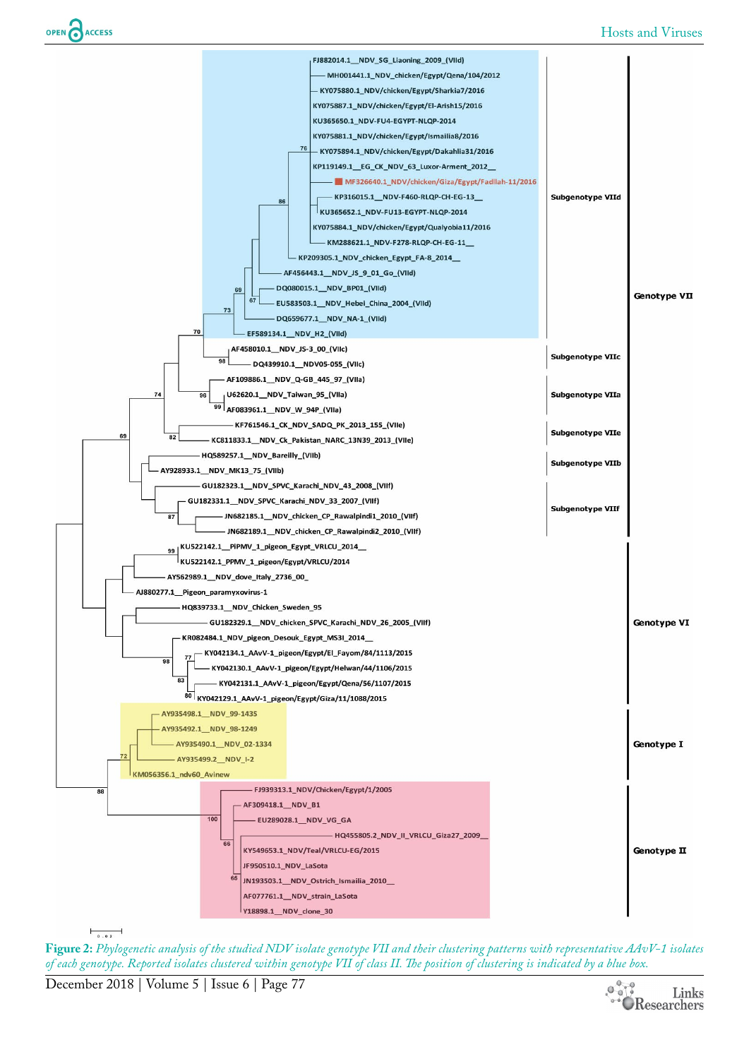**Figure 2:** *Phylogenetic analysis of the studied NDV isolate genotype VII and their clustering patterns with representative AAvV-1 isolates of each genotype. Reported isolates clustered within genotype VII of class II. The position of clustering is indicated by a blue box.*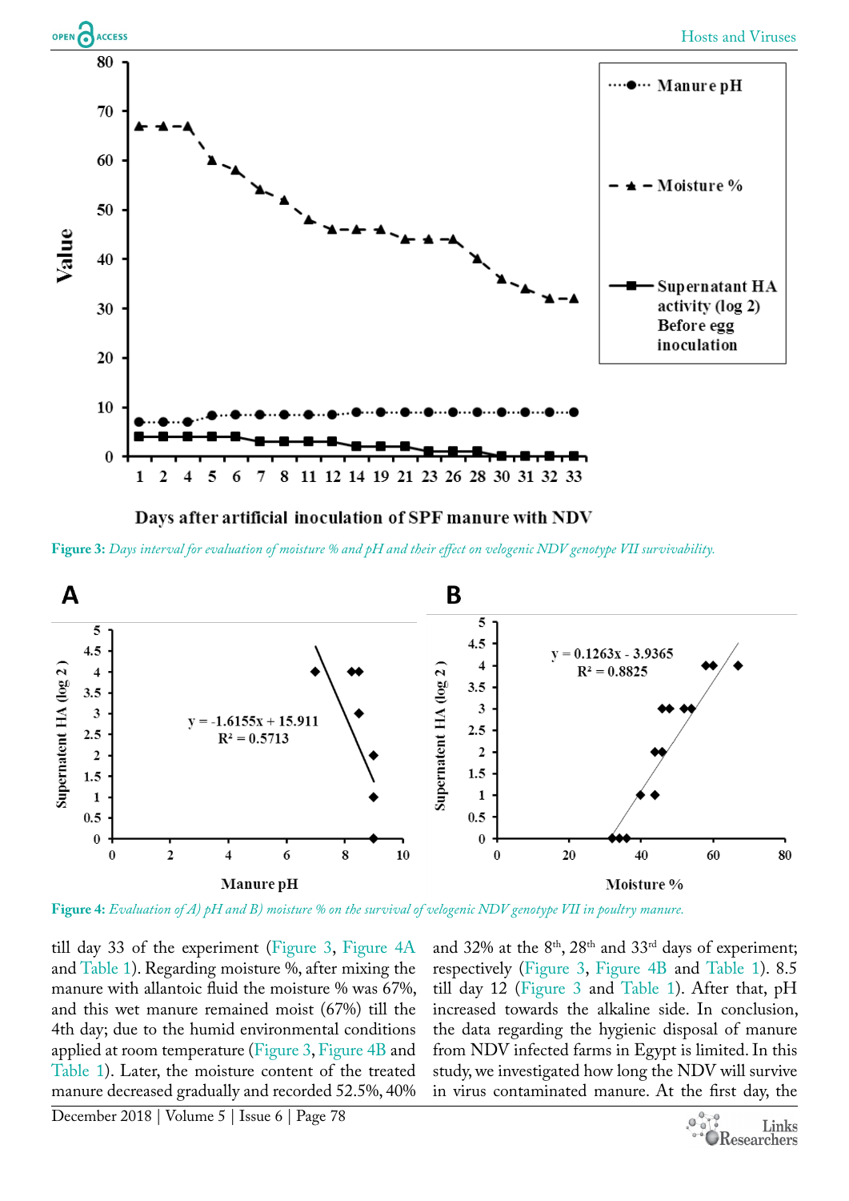**Figure 3:** *Days interval for evaluation of moisture % and pH and their effect on velogenic NDV genotype VII survivability.*

**Figure 4:** *Evaluation of A) pH and B) moisture % on the survival of velogenic NDV genotype VII in poultry manure.*

till day 33 of the experiment (Figure 3, Figure 4A and Table 1). Regarding moisture %, after mixing the manure with allantoic fluid the moisture % was 67%, and this wet manure remained moist (67%) till the 4th day; due to the humid environmental conditions applied at room temperature (Figure 3, Figure 4B and Table 1). Later, the moisture content of the treated manure decreased gradually and recorded 52.5%, 40% and 32% at the 8th, 28th and 33rd days of experiment; respectively (Figure 3, Figure 4B and Table 1). 8.5 till day 12 (Figure 3 and Table 1). After that, pH increased towards the alkaline side. In conclusion, the data regarding the hygienic disposal of manure from NDV infected farms in Egypt is limited. In this study, we investigated how long the NDV will survive in virus contaminated manure. At the first day, the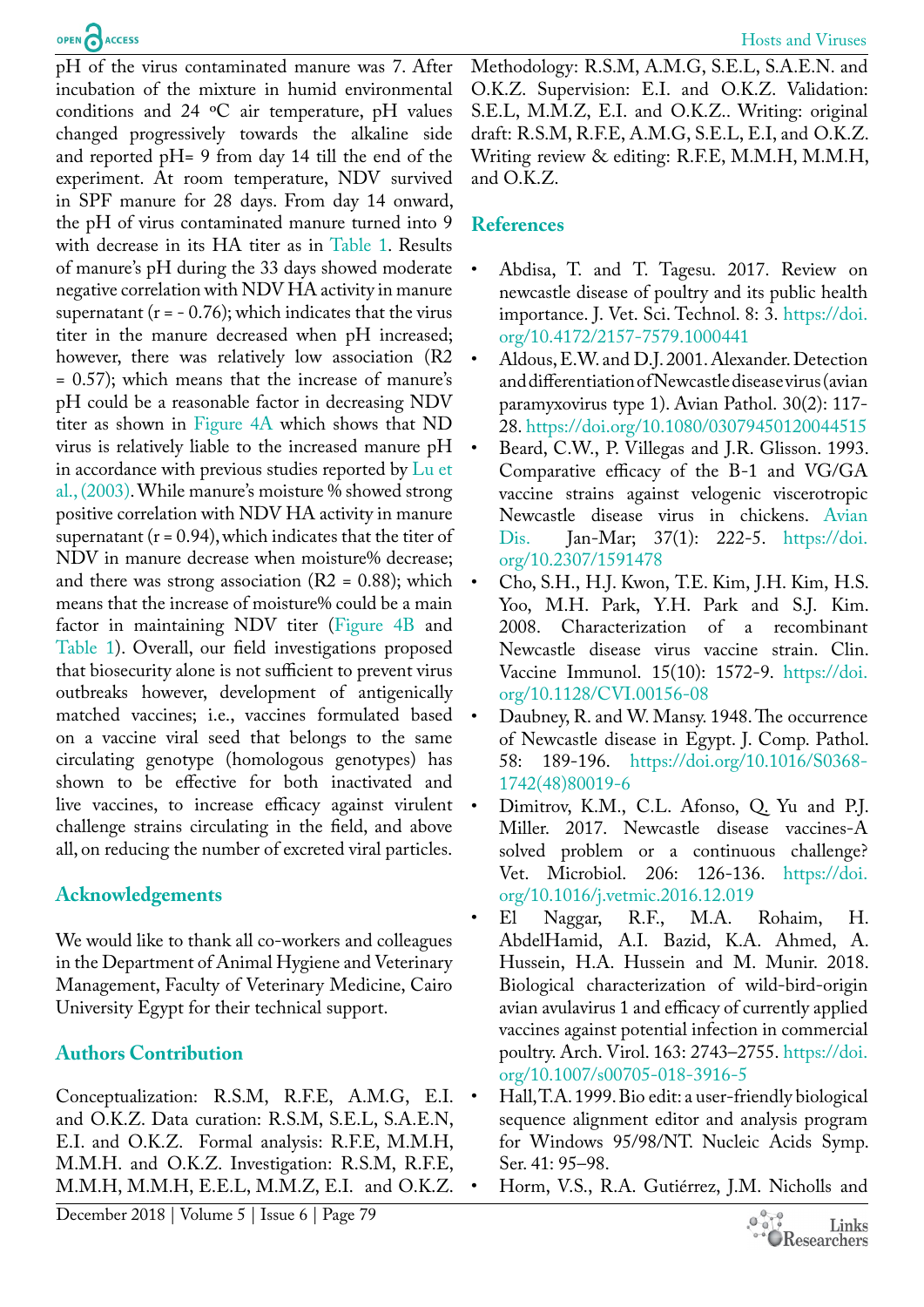pH of the virus contaminated manure was 7. After incubation of the mixture in humid environmental conditions and 24 ºC air temperature, pH values changed progressively towards the alkaline side and reported pH= 9 from day 14 till the end of the experiment. At room temperature, NDV survived in SPF manure for 28 days. From day 14 onward, the pH of virus contaminated manure turned into 9 with decrease in its HA titer as in Table 1. Results of manure's pH during the 33 days showed moderate negative correlation with NDV HA activity in manure supernatant (r = - 0.76); which indicates that the virus titer in the manure decreased when pH increased; however, there was relatively low association ($R2$ = 0.57); which means that the increase of manure's pH could be a reasonable factor in decreasing NDV titer as shown in Figure 4A which shows that ND virus is relatively liable to the increased manure pH in accordance with previous studies reported by Lu et al., (2003). While manure's moisture % showed strong positive correlation with NDV HA activity in manure supernatant (r = 0.94), which indicates that the titer of NDV in manure decrease when moisture% decrease; and there was strong association ($R2$ = 0.88); which means that the increase of moisture% could be a main factor in maintaining NDV titer (Figure 4B and Table 1). Overall, our field investigations proposed that biosecurity alone is not sufficient to prevent virus outbreaks however, development of antigenically matched vaccines; i.e., vaccines formulated based on a vaccine viral seed that belongs to the same circulating genotype (homologous genotypes) has shown to be effective for both inactivated and live vaccines, to increase efficacy against virulent challenge strains circulating in the field, and above all, on reducing the number of excreted viral particles.

## Acknowledgements

We would like to thank all co-workers and colleagues in the Department of Animal Hygiene and Veterinary Management, Faculty of Veterinary Medicine, Cairo University Egypt for their technical support.

## Authors Contribution

Conceptualization: R.S.M, R.F.E, A.M.G, E.I. and O.K.Z. Data curation: R.S.M, S.E.L, S.A.E.N, E.I. and O.K.Z. Formal analysis: R.F.E, M.M.H, M.M.H. and O.K.Z. Investigation: R.S.M, R.F.E, M.M.H, M.M.H, E.E.L, M.M.Z, E.I. and O.K.Z. Methodology: R.S.M, A.M.G, S.E.L, S.A.E.N. and O.K.Z. Supervision: E.I. and O.K.Z. Validation: S.E.L, M.M.Z, E.I. and O.K.Z.. Writing: original draft: R.S.M, R.F.E, A.M.G, S.E.L, E.I, and O.K.Z. Writing review & editing: R.F.E, M.M.H, M.M.H, and O.K.Z.

## References

- Abdisa, T. and T. Tagesu. 2017. Review on newcastle disease of poultry and its public health importance. J. Vet. Sci. Technol. 8: 3. https://doi.org/10.4172/2157-7579.1000441
- Aldous, E.W. and D.J. 2001. Alexander. Detection and differentiation of Newcastle disease virus (avian paramyxovirus type 1). Avian Pathol. 30(2): 117-28. https://doi.org/10.1080/03079450120044515
- Beard, C.W., P. Villegas and J.R. Glisson. 1993. Comparative efficacy of the B-1 and VG/GA vaccine strains against velogenic viscerotropic Newcastle disease virus in chickens. Avian Dis. Jan-Mar; 37(1): 222-5. https://doi.org/10.2307/1591478
- Cho, S.H., H.J. Kwon, T.E. Kim, J.H. Kim, H.S. Yoo, M.H. Park, Y.H. Park and S.J. Kim. 2008. Characterization of a recombinant Newcastle disease virus vaccine strain. Clin. Vaccine Immunol. 15(10): 1572-9. https://doi.org/10.1128/CVI.00156-08
- Daubney, R. and W. Mansy. 1948. The occurrence of Newcastle disease in Egypt. J. Comp. Pathol. 58: 189-196. https://doi.org/10.1016/S0368-1742(48)80019-6
- Dimitrov, K.M., C.L. Afonso, Q. Yu and P.J. Miller. 2017. Newcastle disease vaccines-A solved problem or a continuous challenge? Vet. Microbiol. 206: 126-136. https://doi.org/10.1016/j.vetmic.2016.12.019
- El Naggar, R.F., M.A. Rohaim, H. AbdelHamid, A.I. Bazid, K.A. Ahmed, A. Hussein, H.A. Hussein and M. Munir. 2018. Biological characterization of wild-bird-origin avian avulavirus 1 and efficacy of currently applied vaccines against potential infection in commercial poultry. Arch. Virol. 163: 2743–2755. https://doi.org/10.1007/s00705-018-3916-5
- Hall, T.A. 1999. Bio edit: a user-friendly biological sequence alignment editor and analysis program for Windows 95/98/NT. Nucleic Acids Symp. Ser. 41: 95–98.
- Horm, V.S., R.A. Gutiérrez, J.M. Nicholls and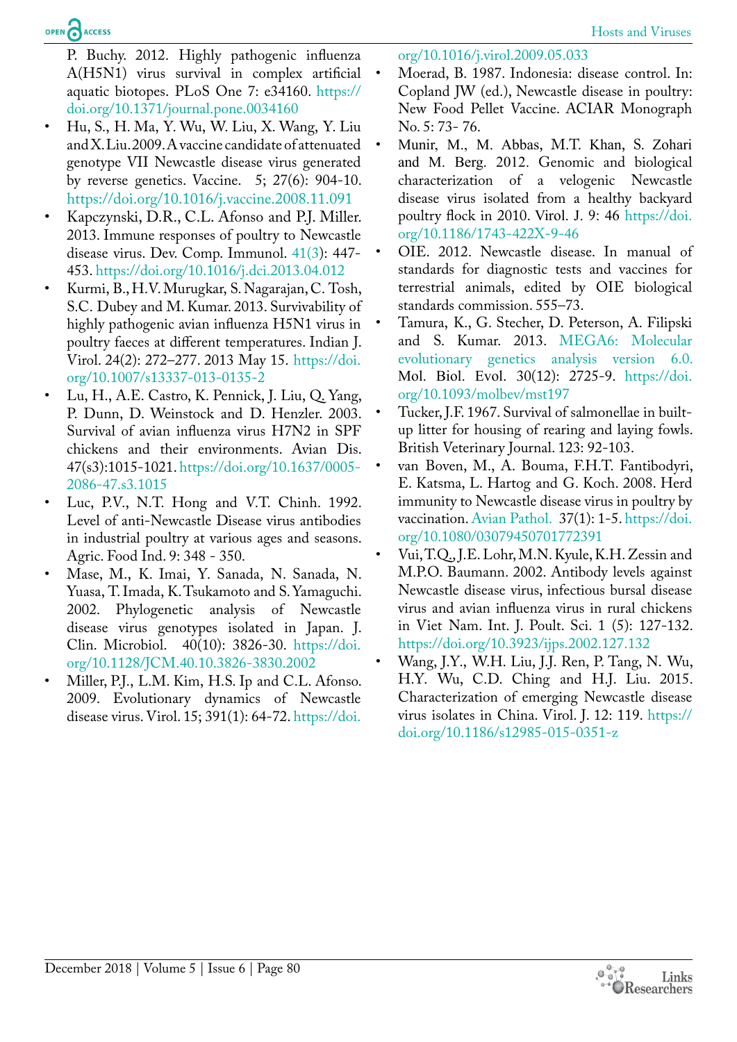P. Buchy. 2012. Highly pathogenic influenza A(H5N1) virus survival in complex artificial aquatic biotopes. PLoS One 7: e34160. https://doi.org/10.1371/journal.pone.0034160

- Hu, S., H. Ma, Y. Wu, W. Liu, X. Wang, Y. Liu and X. Liu. 2009. A vaccine candidate of attenuated genotype VII Newcastle disease virus generated by reverse genetics. Vaccine. 5; 27(6): 904-10. https://doi.org/10.1016/j.vaccine.2008.11.091
- Kapczynski, D.R., C.L. Afonso and P.J. Miller. 2013. Immune responses of poultry to Newcastle disease virus. Dev. Comp. Immunol. 41(3): 447-453. https://doi.org/10.1016/j.dci.2013.04.012
- Kurmi, B., H.V. Murugkar, S. Nagarajan, C. Tosh, S.C. Dubey and M. Kumar. 2013. Survivability of highly pathogenic avian influenza H5N1 virus in poultry faeces at different temperatures. Indian J. Virol. 24(2): 272–277. 2013 May 15. https://doi.org/10.1007/s13337-013-0135-2
- Lu, H., A.E. Castro, K. Pennick, J. Liu, Q. Yang, P. Dunn, D. Weinstock and D. Henzler. 2003. Survival of avian influenza virus H7N2 in SPF chickens and their environments. Avian Dis. 47(s3):1015-1021. https://doi.org/10.1637/0005-2086-47.s3.1015
- Luc, P.V., N.T. Hong and V.T. Chinh. 1992. Level of anti-Newcastle Disease virus antibodies in industrial poultry at various ages and seasons. Agric. Food Ind. 9: 348 - 350.
- Mase, M., K. Imai, Y. Sanada, N. Sanada, N. Yuasa, T. Imada, K. Tsukamoto and S. Yamaguchi. 2002. Phylogenetic analysis of Newcastle disease virus genotypes isolated in Japan. J. Clin. Microbiol. 40(10): 3826-30. https://doi.org/10.1128/JCM.40.10.3826-3830.2002
- Miller, P.J., L.M. Kim, H.S. Ip and C.L. Afonso. 2009. Evolutionary dynamics of Newcastle disease virus. Virol. 15; 391(1): 64-72. https://doi.org/10.1016/j.virol.2009.05.033
- Moerad, B. 1987. Indonesia: disease control. In: Copland JW (ed.), Newcastle disease in poultry: New Food Pellet Vaccine. ACIAR Monograph No. 5: 73- 76.
- Munir, M., M. Abbas, M.T. Khan, S. Zohari and M. Berg. 2012. Genomic and biological characterization of a velogenic Newcastle disease virus isolated from a healthy backyard poultry flock in 2010. Virol. J. 9: 46 https://doi.org/10.1186/1743-422X-9-46
- OIE. 2012. Newcastle disease. In manual of standards for diagnostic tests and vaccines for terrestrial animals, edited by OIE biological standards commission. 555–73.
- Tamura, K., G. Stecher, D. Peterson, A. Filipski and S. Kumar. 2013. MEGA6: Molecular evolutionary genetics analysis version 6.0. Mol. Biol. Evol. 30(12): 2725-9. https://doi.org/10.1093/molbev/mst197
- Tucker, J.F. 1967. Survival of salmonellae in built-up litter for housing of rearing and laying fowls. British Veterinary Journal. 123: 92-103.
- van Boven, M., A. Bouma, F.H.T. Fantibodyri, E. Katsma, L. Hartog and G. Koch. 2008. Herd immunity to Newcastle disease virus in poultry by vaccination. Avian Pathol. 37(1): 1-5. https://doi.org/10.1080/03079450701772391
- Vui, T.Q., J.E. Lohr, M.N. Kyule, K.H. Zessin and M.P.O. Baumann. 2002. Antibody levels against Newcastle disease virus, infectious bursal disease virus and avian influenza virus in rural chickens in Viet Nam. Int. J. Poult. Sci. 1 (5): 127-132. https://doi.org/10.3923/ijps.2002.127.132
- Wang, J.Y., W.H. Liu, J.J. Ren, P. Tang, N. Wu, H.Y. Wu, C.D. Ching and H.J. Liu. 2015. Characterization of emerging Newcastle disease virus isolates in China. Virol. J. 12: 119. https://doi.org/10.1186/s12985-015-0351-z